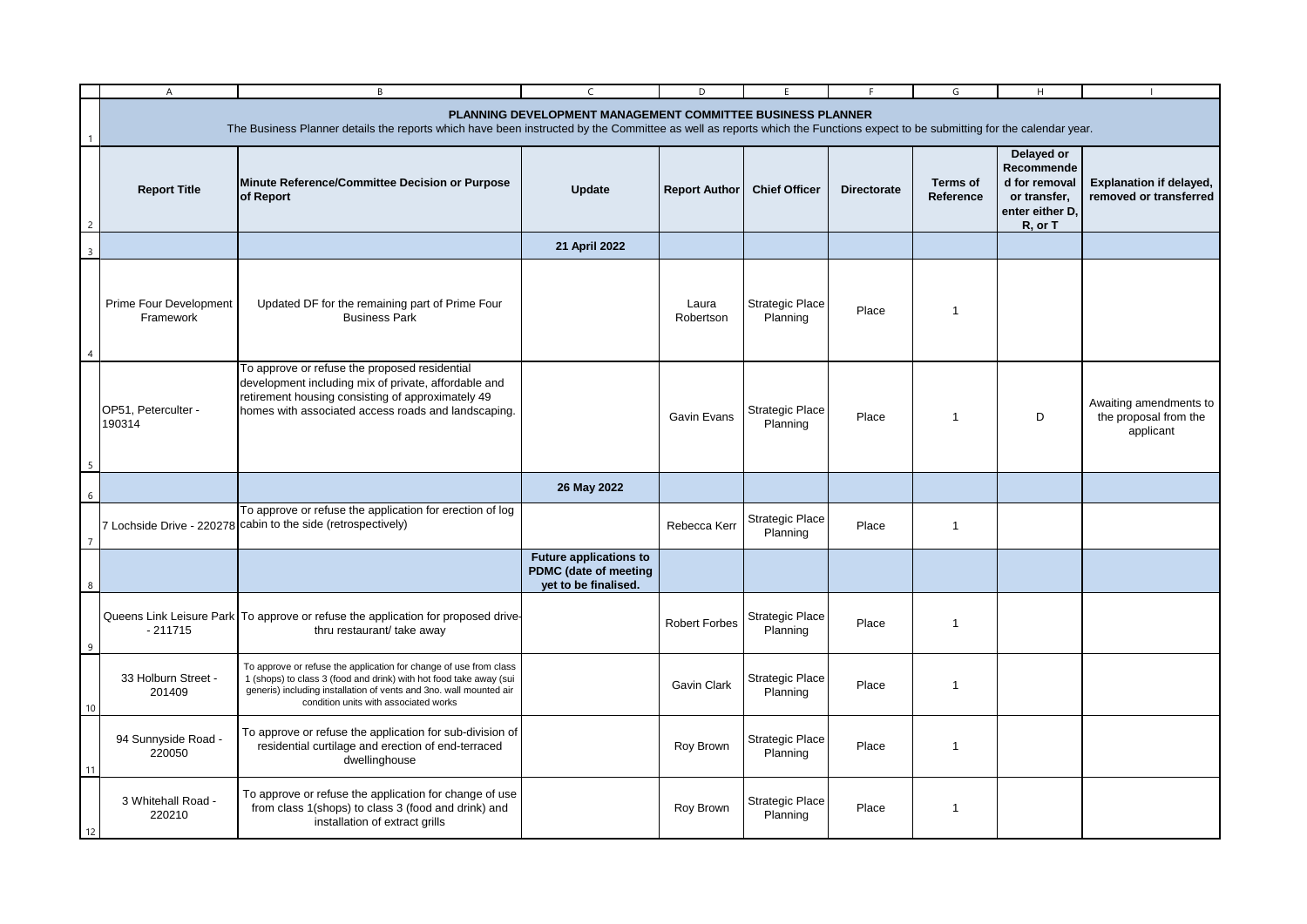# PLANNING DEVELOPMENT MANAGEMENT COMMITTEE BUSINESS PLANNER

The Business Planner details the reports which have been instructed by the Committee as well as reports which the Functions expect to be submitting for the calendar year.

| Report Title | Minute Reference/Committee Decision or Purpose of Report | Update | Report Author | Chief Officer | Directorate | Terms of Reference | Delayed or Recommended for removal or transfer, enter either D, R, or T | Explanation if delayed, removed or transferred |
|---|---|---|---|---|---|---|---|---|
| | | **21 April 2022** | | | | | | |
| Prime Four Development Framework | Updated DF for the remaining part of Prime Four Business Park | | Laura Robertson | Strategic Place Planning | Place | 1 | | |
| OP51, Peterculter - 190314 | To approve or refuse the proposed residential development including mix of private, affordable and retirement housing consisting of approximately 49 homes with associated access roads and landscaping. | | Gavin Evans | Strategic Place Planning | Place | 1 | D | Awaiting amendments to the proposal from the applicant |
| | | **26 May 2022** | | | | | | |
| 7 Lochside Drive - 220278 | To approve or refuse the application for erection of log cabin to the side (retrospectively) | | Rebecca Kerr | Strategic Place Planning | Place | 1 | | |
| | | **Future applications to PDMC (date of meeting yet to be finalised.** | | | | | | |
| Queens Link Leisure Park - 211715 | To approve or refuse the application for proposed drive-thru restaurant/ take away | | Robert Forbes | Strategic Place Planning | Place | 1 | | |
| 33 Holburn Street - 201409 | To approve or refuse the application for change of use from class 1 (shops) to class 3 (food and drink) with hot food take away (sui generis) including installation of vents and 3no. wall mounted air condition units with associated works | | Gavin Clark | Strategic Place Planning | Place | 1 | | |
| 94 Sunnyside Road - 220050 | To approve or refuse the application for sub-division of residential curtilage and erection of end-terraced dwellinghouse | | Roy Brown | Strategic Place Planning | Place | 1 | | |
| 3 Whitehall Road - 220210 | To approve or refuse the application for change of use from class 1(shops) to class 3 (food and drink) and installation of extract grills | | Roy Brown | Strategic Place Planning | Place | 1 | | |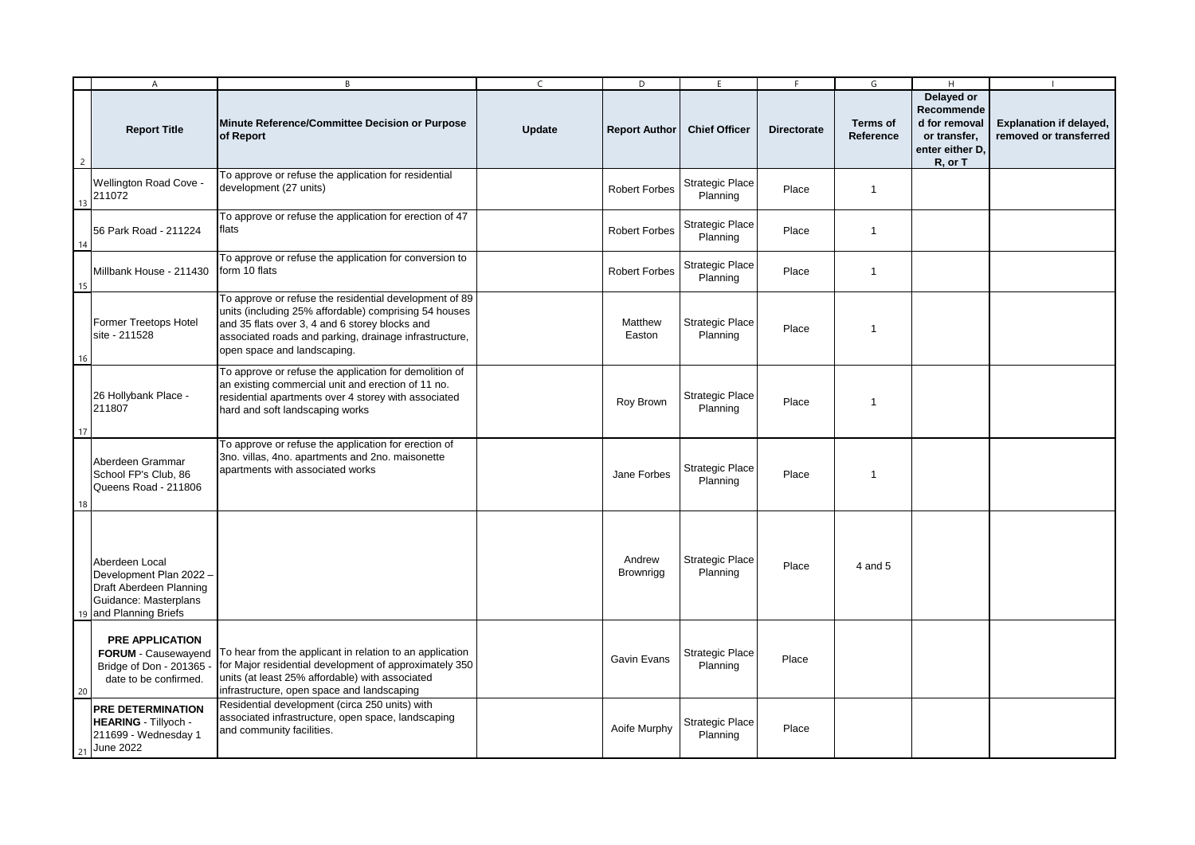| Report Title | Minute Reference/Committee Decision or Purpose of Report | Update | Report Author | Chief Officer | Directorate | Terms of Reference | Delayed or Recommended for removal or transfer, enter either D, R, or T | Explanation if delayed, removed or transferred |
|---|---|---|---|---|---|---|---|---|
| Wellington Road Cove - 211072 | To approve or refuse the application for residential development (27 units) | | Robert Forbes | Strategic Place Planning | Place | 1 | | |
| 56 Park Road - 211224 | To approve or refuse the application for erection of 47 flats | | Robert Forbes | Strategic Place Planning | Place | 1 | | |
| Millbank House - 211430 | To approve or refuse the application for conversion to form 10 flats | | Robert Forbes | Strategic Place Planning | Place | 1 | | |
| Former Treetops Hotel site - 211528 | To approve or refuse the residential development of 89 units (including 25% affordable) comprising 54 houses and 35 flats over 3, 4 and 6 storey blocks and associated roads and parking, drainage infrastructure, open space and landscaping. | | Matthew Easton | Strategic Place Planning | Place | 1 | | |
| 26 Hollybank Place - 211807 | To approve or refuse the application for demolition of an existing commercial unit and erection of 11 no. residential apartments over 4 storey with associated hard and soft landscaping works | | Roy Brown | Strategic Place Planning | Place | 1 | | |
| Aberdeen Grammar School FP's Club, 86 Queens Road - 211806 | To approve or refuse the application for erection of 3no. villas, 4no. apartments and 2no. maisonette apartments with associated works | | Jane Forbes | Strategic Place Planning | Place | 1 | | |
| Aberdeen Local Development Plan 2022 – Draft Aberdeen Planning Guidance: Masterplans and Planning Briefs | | | Andrew Brownrigg | Strategic Place Planning | Place | 4 and 5 | | |
| **PRE APPLICATION FORUM** - Causewayend Bridge of Don - 201365 - date to be confirmed. | To hear from the applicant in relation to an application for Major residential development of approximately 350 units (at least 25% affordable) with associated infrastructure, open space and landscaping | | Gavin Evans | Strategic Place Planning | Place | | | |
| **PRE DETERMINATION HEARING** - Tillyoch - 211699 - Wednesday 1 June 2022 | Residential development (circa 250 units) with associated infrastructure, open space, landscaping and community facilities. | | Aoife Murphy | Strategic Place Planning | Place | | | |